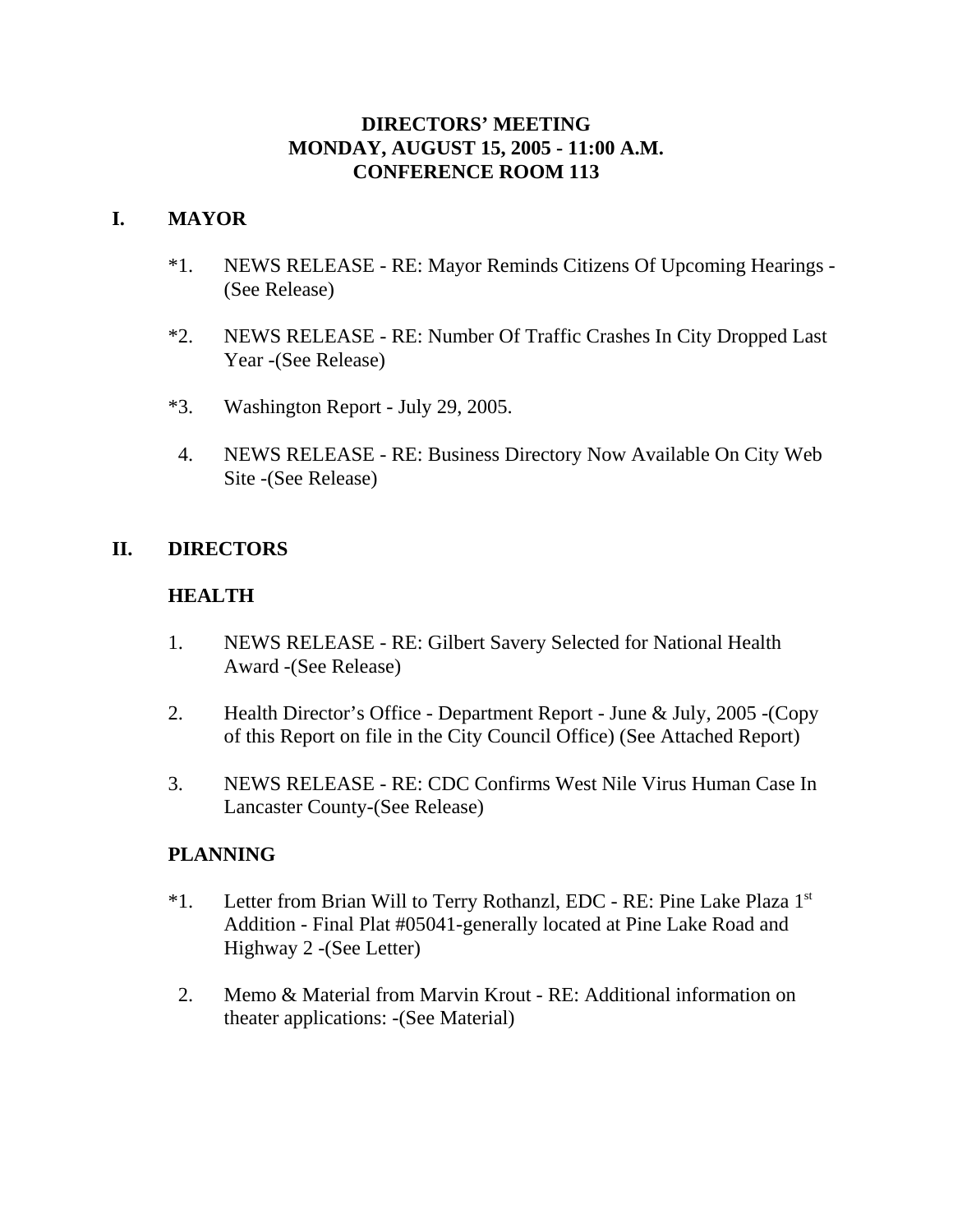# DIRECTORS' MEETING
# MONDAY, AUGUST 15, 2005 - 11:00 A.M.
# CONFERENCE ROOM 113

## I. MAYOR

*1. NEWS RELEASE - RE: Mayor Reminds Citizens Of Upcoming Hearings - (See Release)

*2. NEWS RELEASE - RE: Number Of Traffic Crashes In City Dropped Last Year -(See Release)

*3. Washington Report - July 29, 2005.

4. NEWS RELEASE - RE: Business Directory Now Available On City Web Site -(See Release)

## II. DIRECTORS

### HEALTH

1. NEWS RELEASE - RE: Gilbert Savery Selected for National Health Award -(See Release)

2. Health Director's Office - Department Report - June & July, 2005 -(Copy of this Report on file in the City Council Office) (See Attached Report)

3. NEWS RELEASE - RE: CDC Confirms West Nile Virus Human Case In Lancaster County-(See Release)

### PLANNING

*1. Letter from Brian Will to Terry Rothanzl, EDC - RE: Pine Lake Plaza 1st Addition - Final Plat #05041-generally located at Pine Lake Road and Highway 2 -(See Letter)

2. Memo & Material from Marvin Krout - RE: Additional information on theater applications: -(See Material)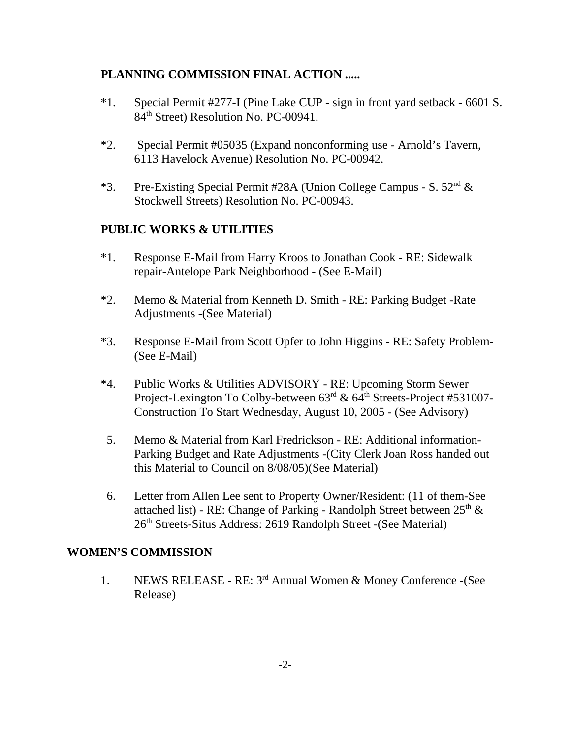**PLANNING COMMISSION FINAL ACTION .....**

*1. Special Permit #277-I (Pine Lake CUP - sign in front yard setback - 6601 S. 84th Street) Resolution No. PC-00941.

*2. Special Permit #05035 (Expand nonconforming use - Arnold's Tavern, 6113 Havelock Avenue) Resolution No. PC-00942.

*3. Pre-Existing Special Permit #28A (Union College Campus - S. 52nd & Stockwell Streets) Resolution No. PC-00943.

**PUBLIC WORKS & UTILITIES**

*1. Response E-Mail from Harry Kroos to Jonathan Cook - RE: Sidewalk repair-Antelope Park Neighborhood - (See E-Mail)

*2. Memo & Material from Kenneth D. Smith - RE: Parking Budget -Rate Adjustments -(See Material)

*3. Response E-Mail from Scott Opfer to John Higgins - RE: Safety Problem-(See E-Mail)

*4. Public Works & Utilities ADVISORY - RE: Upcoming Storm Sewer Project-Lexington To Colby-between 63rd & 64th Streets-Project #531007-Construction To Start Wednesday, August 10, 2005 - (See Advisory)

5. Memo & Material from Karl Fredrickson - RE: Additional information-Parking Budget and Rate Adjustments -(City Clerk Joan Ross handed out this Material to Council on 8/08/05)(See Material)

6. Letter from Allen Lee sent to Property Owner/Resident: (11 of them-See attached list) - RE: Change of Parking - Randolph Street between 25th & 26th Streets-Situs Address: 2619 Randolph Street -(See Material)

**WOMEN'S COMMISSION**

1. NEWS RELEASE - RE: 3rd Annual Women & Money Conference -(See Release)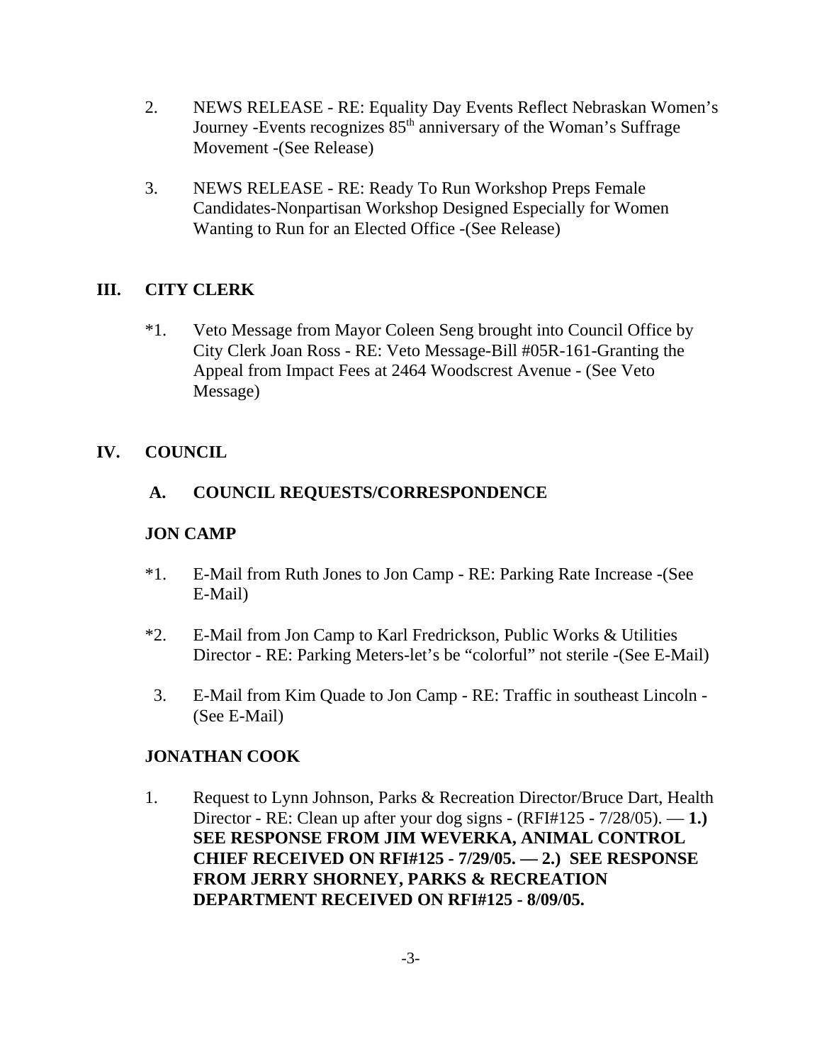2. NEWS RELEASE - RE: Equality Day Events Reflect Nebraskan Women's Journey -Events recognizes 85th anniversary of the Woman's Suffrage Movement -(See Release)

3. NEWS RELEASE - RE: Ready To Run Workshop Preps Female Candidates-Nonpartisan Workshop Designed Especially for Women Wanting to Run for an Elected Office -(See Release)

## III. CITY CLERK

*1. Veto Message from Mayor Coleen Seng brought into Council Office by City Clerk Joan Ross - RE: Veto Message-Bill #05R-161-Granting the Appeal from Impact Fees at 2464 Woodscrest Avenue - (See Veto Message)

## IV. COUNCIL

### A. COUNCIL REQUESTS/CORRESPONDENCE

**JON CAMP**

*1. E-Mail from Ruth Jones to Jon Camp - RE: Parking Rate Increase -(See E-Mail)

*2. E-Mail from Jon Camp to Karl Fredrickson, Public Works & Utilities Director - RE: Parking Meters-let's be "colorful" not sterile -(See E-Mail)

3. E-Mail from Kim Quade to Jon Camp - RE: Traffic in southeast Lincoln - (See E-Mail)

**JONATHAN COOK**

1. Request to Lynn Johnson, Parks & Recreation Director/Bruce Dart, Health Director - RE: Clean up after your dog signs - (RFI#125 - 7/28/05). — **1.) SEE RESPONSE FROM JIM WEVERKA, ANIMAL CONTROL CHIEF RECEIVED ON RFI#125 - 7/29/05. — 2.) SEE RESPONSE FROM JERRY SHORNEY, PARKS & RECREATION DEPARTMENT RECEIVED ON RFI#125 - 8/09/05.**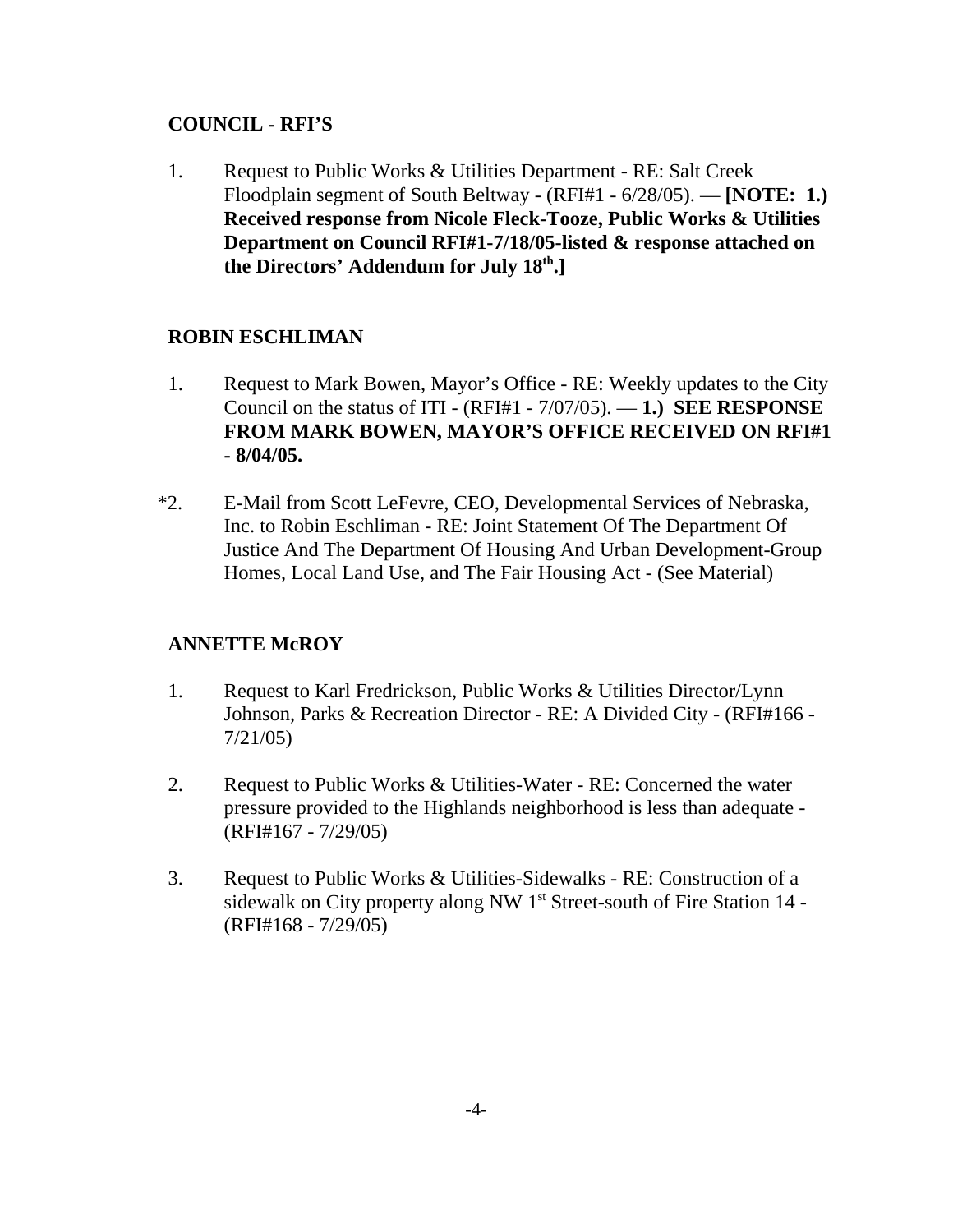**COUNCIL - RFI'S**

1. Request to Public Works & Utilities Department - RE: Salt Creek Floodplain segment of South Beltway - (RFI#1 - 6/28/05). — **[NOTE: 1.) Received response from Nicole Fleck-Tooze, Public Works & Utilities Department on Council RFI#1-7/18/05-listed & response attached on the Directors' Addendum for July 18th.]**

**ROBIN ESCHLIMAN**

1. Request to Mark Bowen, Mayor's Office - RE: Weekly updates to the City Council on the status of ITI - (RFI#1 - 7/07/05). — **1.) SEE RESPONSE FROM MARK BOWEN, MAYOR'S OFFICE RECEIVED ON RFI#1 - 8/04/05.**

*2. E-Mail from Scott LeFevre, CEO, Developmental Services of Nebraska, Inc. to Robin Eschliman - RE: Joint Statement Of The Department Of Justice And The Department Of Housing And Urban Development-Group Homes, Local Land Use, and The Fair Housing Act - (See Material)

**ANNETTE McROY**

1. Request to Karl Fredrickson, Public Works & Utilities Director/Lynn Johnson, Parks & Recreation Director - RE: A Divided City - (RFI#166 - 7/21/05)

2. Request to Public Works & Utilities-Water - RE: Concerned the water pressure provided to the Highlands neighborhood is less than adequate - (RFI#167 - 7/29/05)

3. Request to Public Works & Utilities-Sidewalks - RE: Construction of a sidewalk on City property along NW 1st Street-south of Fire Station 14 - (RFI#168 - 7/29/05)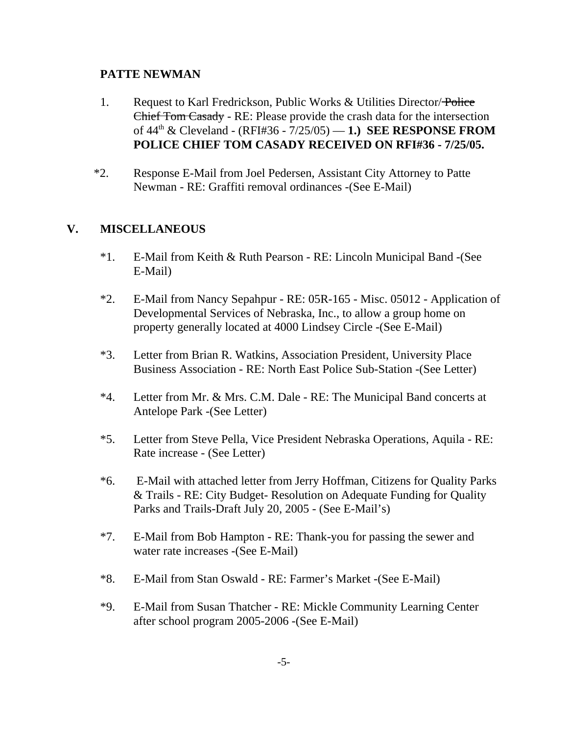**PATTE NEWMAN**

1. Request to Karl Fredrickson, Public Works & Utilities Director/ ~~Police Chief Tom Casady~~ - RE: Please provide the crash data for the intersection of 44th & Cleveland - (RFI#36 - 7/25/05) — **1.) SEE RESPONSE FROM POLICE CHIEF TOM CASADY RECEIVED ON RFI#36 - 7/25/05.**

*2. Response E-Mail from Joel Pedersen, Assistant City Attorney to Patte Newman - RE: Graffiti removal ordinances -(See E-Mail)

## V. MISCELLANEOUS

*1. E-Mail from Keith & Ruth Pearson - RE: Lincoln Municipal Band -(See E-Mail)

*2. E-Mail from Nancy Sepahpur - RE: 05R-165 - Misc. 05012 - Application of Developmental Services of Nebraska, Inc., to allow a group home on property generally located at 4000 Lindsey Circle -(See E-Mail)

*3. Letter from Brian R. Watkins, Association President, University Place Business Association - RE: North East Police Sub-Station -(See Letter)

*4. Letter from Mr. & Mrs. C.M. Dale - RE: The Municipal Band concerts at Antelope Park -(See Letter)

*5. Letter from Steve Pella, Vice President Nebraska Operations, Aquila - RE: Rate increase - (See Letter)

*6. E-Mail with attached letter from Jerry Hoffman, Citizens for Quality Parks & Trails - RE: City Budget- Resolution on Adequate Funding for Quality Parks and Trails-Draft July 20, 2005 - (See E-Mail's)

*7. E-Mail from Bob Hampton - RE: Thank-you for passing the sewer and water rate increases -(See E-Mail)

*8. E-Mail from Stan Oswald - RE: Farmer's Market -(See E-Mail)

*9. E-Mail from Susan Thatcher - RE: Mickle Community Learning Center after school program 2005-2006 -(See E-Mail)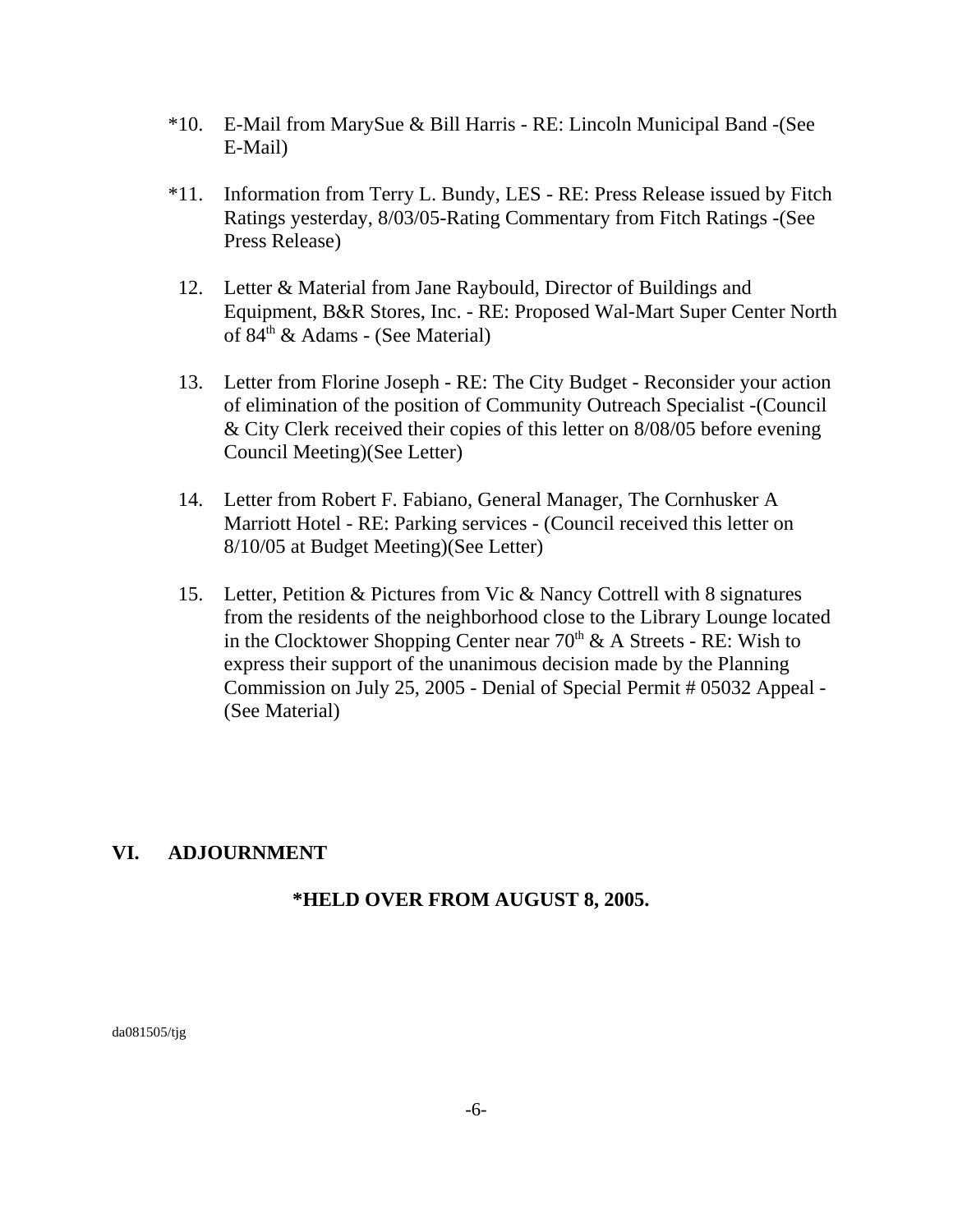*10. E-Mail from MarySue & Bill Harris - RE: Lincoln Municipal Band -(See E-Mail)

*11. Information from Terry L. Bundy, LES - RE: Press Release issued by Fitch Ratings yesterday, 8/03/05-Rating Commentary from Fitch Ratings -(See Press Release)

12. Letter & Material from Jane Raybould, Director of Buildings and Equipment, B&R Stores, Inc. - RE: Proposed Wal-Mart Super Center North of 84th & Adams - (See Material)

13. Letter from Florine Joseph - RE: The City Budget - Reconsider your action of elimination of the position of Community Outreach Specialist -(Council & City Clerk received their copies of this letter on 8/08/05 before evening Council Meeting)(See Letter)

14. Letter from Robert F. Fabiano, General Manager, The Cornhusker A Marriott Hotel - RE: Parking services - (Council received this letter on 8/10/05 at Budget Meeting)(See Letter)

15. Letter, Petition & Pictures from Vic & Nancy Cottrell with 8 signatures from the residents of the neighborhood close to the Library Lounge located in the Clocktower Shopping Center near 70th & A Streets - RE: Wish to express their support of the unanimous decision made by the Planning Commission on July 25, 2005 - Denial of Special Permit # 05032 Appeal - (See Material)

## VI. ADJOURNMENT

**\*HELD OVER FROM AUGUST 8, 2005.**

da081505/tjg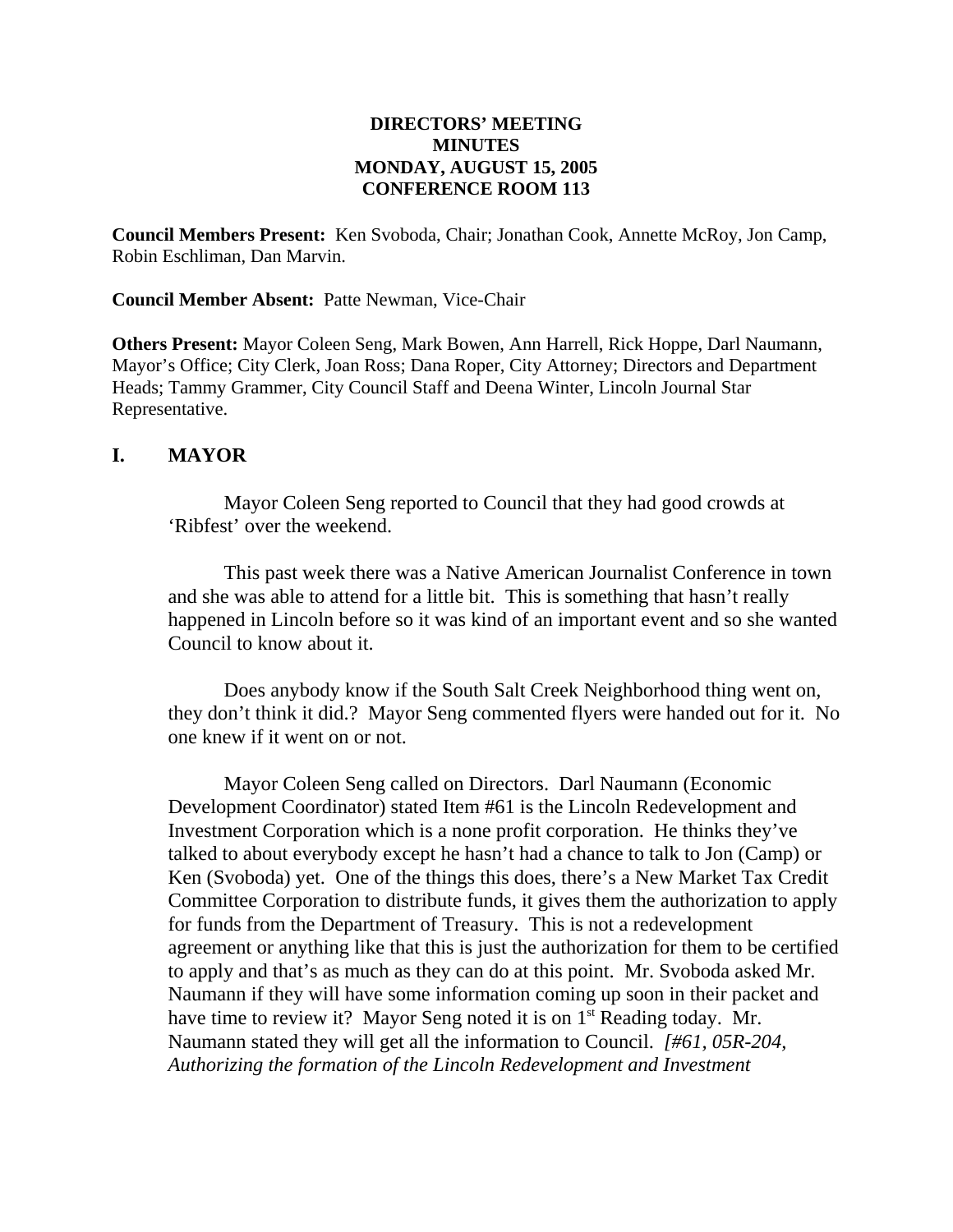**DIRECTORS' MEETING**
**MINUTES**
**MONDAY, AUGUST 15, 2005**
**CONFERENCE ROOM 113**

**Council Members Present:** Ken Svoboda, Chair; Jonathan Cook, Annette McRoy, Jon Camp, Robin Eschliman, Dan Marvin.

**Council Member Absent:** Patte Newman, Vice-Chair

**Others Present:** Mayor Coleen Seng, Mark Bowen, Ann Harrell, Rick Hoppe, Darl Naumann, Mayor's Office; City Clerk, Joan Ross; Dana Roper, City Attorney; Directors and Department Heads; Tammy Grammer, City Council Staff and Deena Winter, Lincoln Journal Star Representative.

## I. MAYOR

Mayor Coleen Seng reported to Council that they had good crowds at 'Ribfest' over the weekend.

This past week there was a Native American Journalist Conference in town and she was able to attend for a little bit. This is something that hasn't really happened in Lincoln before so it was kind of an important event and so she wanted Council to know about it.

Does anybody know if the South Salt Creek Neighborhood thing went on, they don't think it did.? Mayor Seng commented flyers were handed out for it. No one knew if it went on or not.

Mayor Coleen Seng called on Directors. Darl Naumann (Economic Development Coordinator) stated Item #61 is the Lincoln Redevelopment and Investment Corporation which is a none profit corporation. He thinks they've talked to about everybody except he hasn't had a chance to talk to Jon (Camp) or Ken (Svoboda) yet. One of the things this does, there's a New Market Tax Credit Committee Corporation to distribute funds, it gives them the authorization to apply for funds from the Department of Treasury. This is not a redevelopment agreement or anything like that this is just the authorization for them to be certified to apply and that's as much as they can do at this point. Mr. Svoboda asked Mr. Naumann if they will have some information coming up soon in their packet and have time to review it? Mayor Seng noted it is on 1st Reading today. Mr. Naumann stated they will get all the information to Council. *[#61, 05R-204, Authorizing the formation of the Lincoln Redevelopment and Investment*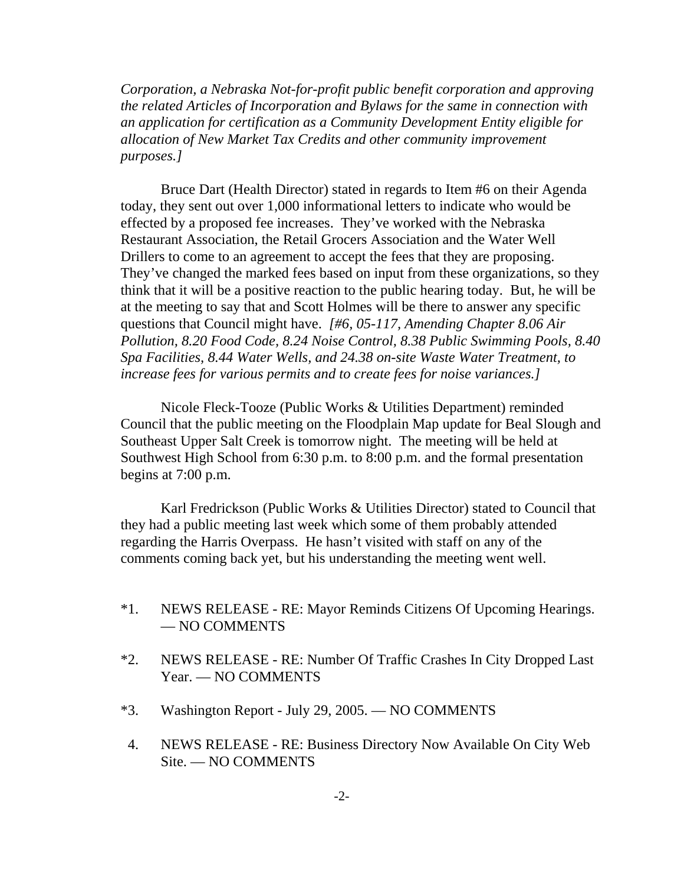*Corporation, a Nebraska Not-for-profit public benefit corporation and approving the related Articles of Incorporation and Bylaws for the same in connection with an application for certification as a Community Development Entity eligible for allocation of New Market Tax Credits and other community improvement purposes.]*

Bruce Dart (Health Director) stated in regards to Item #6 on their Agenda today, they sent out over 1,000 informational letters to indicate who would be effected by a proposed fee increases. They've worked with the Nebraska Restaurant Association, the Retail Grocers Association and the Water Well Drillers to come to an agreement to accept the fees that they are proposing. They've changed the marked fees based on input from these organizations, so they think that it will be a positive reaction to the public hearing today. But, he will be at the meeting to say that and Scott Holmes will be there to answer any specific questions that Council might have. *[#6, 05-117, Amending Chapter 8.06 Air Pollution, 8.20 Food Code, 8.24 Noise Control, 8.38 Public Swimming Pools, 8.40 Spa Facilities, 8.44 Water Wells, and 24.38 on-site Waste Water Treatment, to increase fees for various permits and to create fees for noise variances.]*

Nicole Fleck-Tooze (Public Works & Utilities Department) reminded Council that the public meeting on the Floodplain Map update for Beal Slough and Southeast Upper Salt Creek is tomorrow night. The meeting will be held at Southwest High School from 6:30 p.m. to 8:00 p.m. and the formal presentation begins at 7:00 p.m.

Karl Fredrickson (Public Works & Utilities Director) stated to Council that they had a public meeting last week which some of them probably attended regarding the Harris Overpass. He hasn't visited with staff on any of the comments coming back yet, but his understanding the meeting went well.

*1. NEWS RELEASE - RE: Mayor Reminds Citizens Of Upcoming Hearings. — NO COMMENTS

*2. NEWS RELEASE - RE: Number Of Traffic Crashes In City Dropped Last Year. — NO COMMENTS

*3. Washington Report - July 29, 2005. — NO COMMENTS

4. NEWS RELEASE - RE: Business Directory Now Available On City Web Site. — NO COMMENTS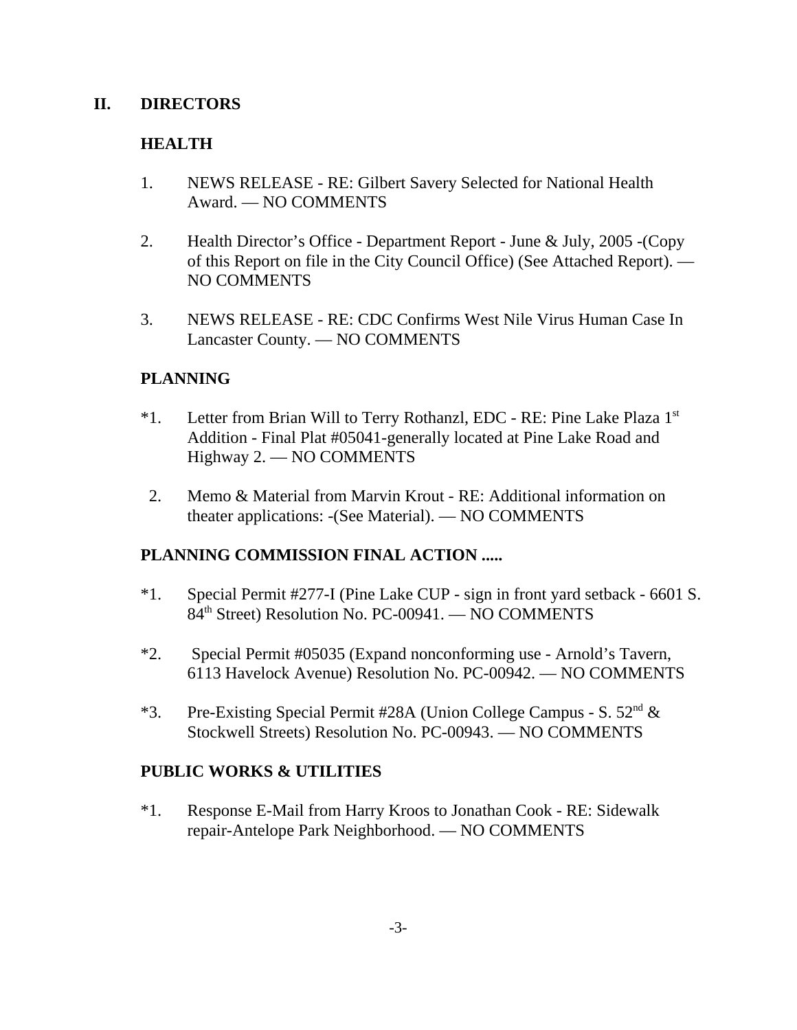## II. DIRECTORS

### HEALTH

1. NEWS RELEASE - RE: Gilbert Savery Selected for National Health Award. — NO COMMENTS

2. Health Director's Office - Department Report - June & July, 2005 -(Copy of this Report on file in the City Council Office) (See Attached Report). — NO COMMENTS

3. NEWS RELEASE - RE: CDC Confirms West Nile Virus Human Case In Lancaster County. — NO COMMENTS

### PLANNING

*1. Letter from Brian Will to Terry Rothanzl, EDC - RE: Pine Lake Plaza 1st Addition - Final Plat #05041-generally located at Pine Lake Road and Highway 2. — NO COMMENTS

2. Memo & Material from Marvin Krout - RE: Additional information on theater applications: -(See Material). — NO COMMENTS

### PLANNING COMMISSION FINAL ACTION .....

*1. Special Permit #277-I (Pine Lake CUP - sign in front yard setback - 6601 S. 84th Street) Resolution No. PC-00941. — NO COMMENTS

*2. Special Permit #05035 (Expand nonconforming use - Arnold's Tavern, 6113 Havelock Avenue) Resolution No. PC-00942. — NO COMMENTS

*3. Pre-Existing Special Permit #28A (Union College Campus - S. 52nd & Stockwell Streets) Resolution No. PC-00943. — NO COMMENTS

### PUBLIC WORKS & UTILITIES

*1. Response E-Mail from Harry Kroos to Jonathan Cook - RE: Sidewalk repair-Antelope Park Neighborhood. — NO COMMENTS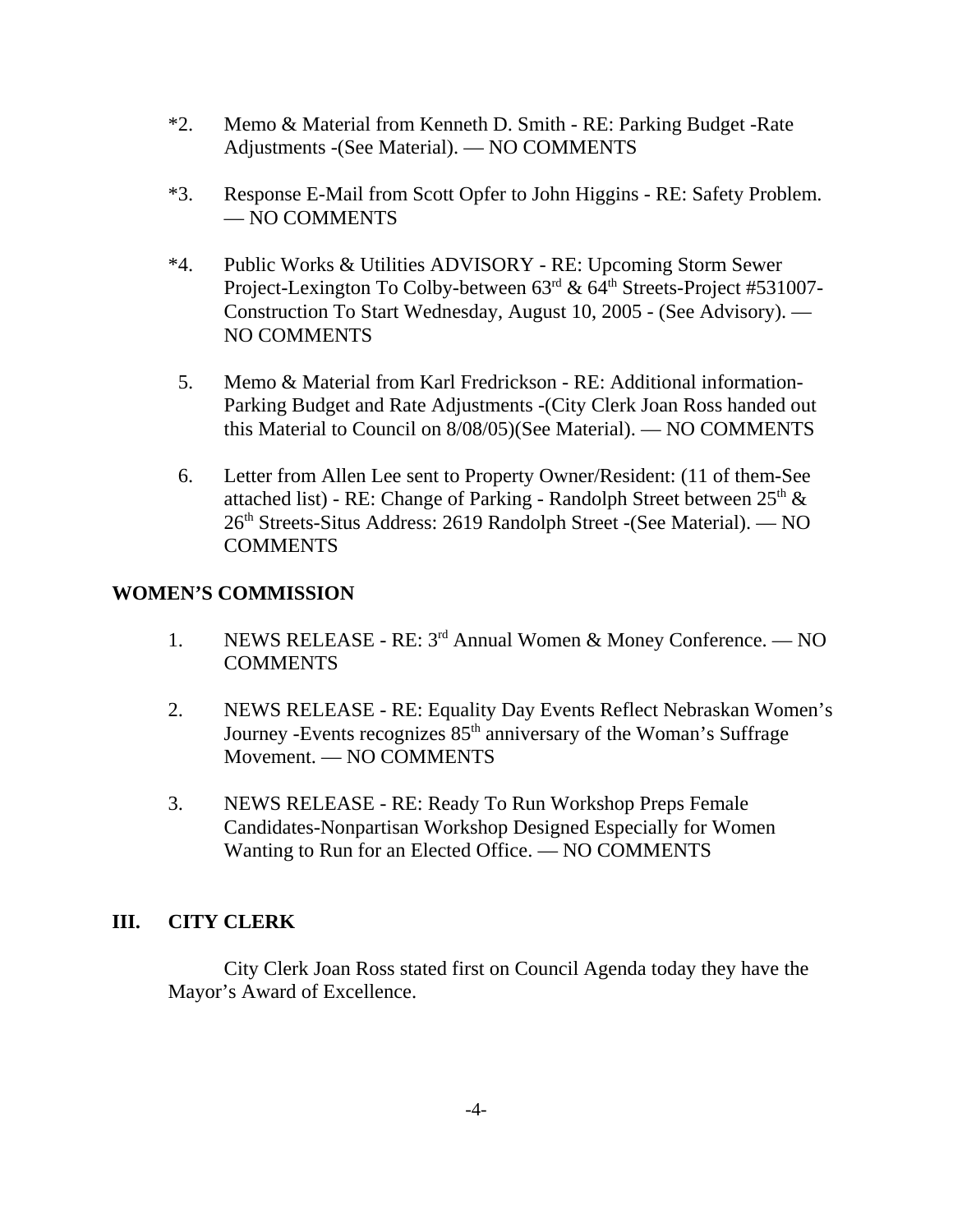*2. Memo & Material from Kenneth D. Smith - RE: Parking Budget -Rate Adjustments -(See Material). — NO COMMENTS

*3. Response E-Mail from Scott Opfer to John Higgins - RE: Safety Problem. — NO COMMENTS

*4. Public Works & Utilities ADVISORY - RE: Upcoming Storm Sewer Project-Lexington To Colby-between 63rd & 64th Streets-Project #531007-Construction To Start Wednesday, August 10, 2005 - (See Advisory). — NO COMMENTS

5. Memo & Material from Karl Fredrickson - RE: Additional information-Parking Budget and Rate Adjustments -(City Clerk Joan Ross handed out this Material to Council on 8/08/05)(See Material). — NO COMMENTS

6. Letter from Allen Lee sent to Property Owner/Resident: (11 of them-See attached list) - RE: Change of Parking - Randolph Street between 25th & 26th Streets-Situs Address: 2619 Randolph Street -(See Material). — NO COMMENTS

**WOMEN'S COMMISSION**

1. NEWS RELEASE - RE: 3rd Annual Women & Money Conference. — NO COMMENTS

2. NEWS RELEASE - RE: Equality Day Events Reflect Nebraskan Women's Journey -Events recognizes 85th anniversary of the Woman's Suffrage Movement. — NO COMMENTS

3. NEWS RELEASE - RE: Ready To Run Workshop Preps Female Candidates-Nonpartisan Workshop Designed Especially for Women Wanting to Run for an Elected Office. — NO COMMENTS

## III. CITY CLERK

City Clerk Joan Ross stated first on Council Agenda today they have the Mayor's Award of Excellence.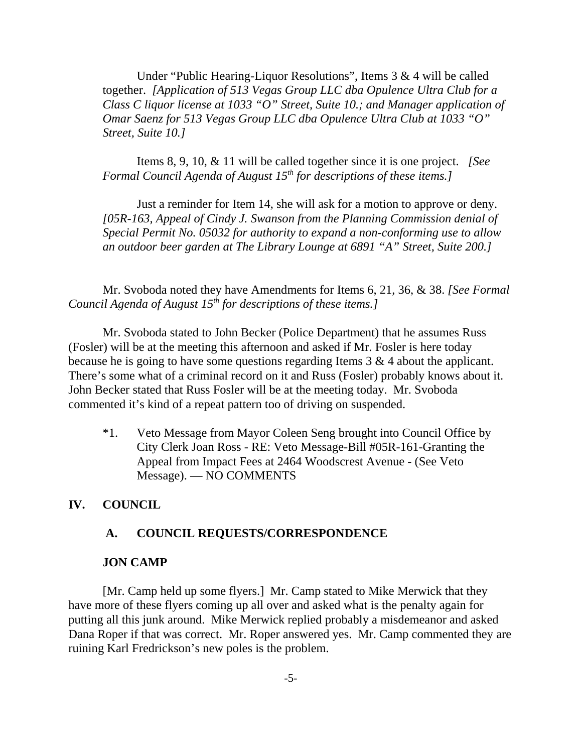Under "Public Hearing-Liquor Resolutions", Items 3 & 4 will be called together. *[Application of 513 Vegas Group LLC dba Opulence Ultra Club for a Class C liquor license at 1033 "O" Street, Suite 10.; and Manager application of Omar Saenz for 513 Vegas Group LLC dba Opulence Ultra Club at 1033 "O" Street, Suite 10.]*

Items 8, 9, 10, & 11 will be called together since it is one project. *[See Formal Council Agenda of August 15th for descriptions of these items.]*

Just a reminder for Item 14, she will ask for a motion to approve or deny. *[05R-163, Appeal of Cindy J. Swanson from the Planning Commission denial of Special Permit No. 05032 for authority to expand a non-conforming use to allow an outdoor beer garden at The Library Lounge at 6891 "A" Street, Suite 200.]*

Mr. Svoboda noted they have Amendments for Items 6, 21, 36, & 38. *[See Formal Council Agenda of August 15th for descriptions of these items.]*

Mr. Svoboda stated to John Becker (Police Department) that he assumes Russ (Fosler) will be at the meeting this afternoon and asked if Mr. Fosler is here today because he is going to have some questions regarding Items 3 & 4 about the applicant. There's some what of a criminal record on it and Russ (Fosler) probably knows about it. John Becker stated that Russ Fosler will be at the meeting today. Mr. Svoboda commented it's kind of a repeat pattern too of driving on suspended.

*1. Veto Message from Mayor Coleen Seng brought into Council Office by City Clerk Joan Ross - RE: Veto Message-Bill #05R-161-Granting the Appeal from Impact Fees at 2464 Woodscrest Avenue - (See Veto Message). — NO COMMENTS

## IV. COUNCIL

### A. COUNCIL REQUESTS/CORRESPONDENCE

#### JON CAMP

[Mr. Camp held up some flyers.] Mr. Camp stated to Mike Merwick that they have more of these flyers coming up all over and asked what is the penalty again for putting all this junk around. Mike Merwick replied probably a misdemeanor and asked Dana Roper if that was correct. Mr. Roper answered yes. Mr. Camp commented they are ruining Karl Fredrickson's new poles is the problem.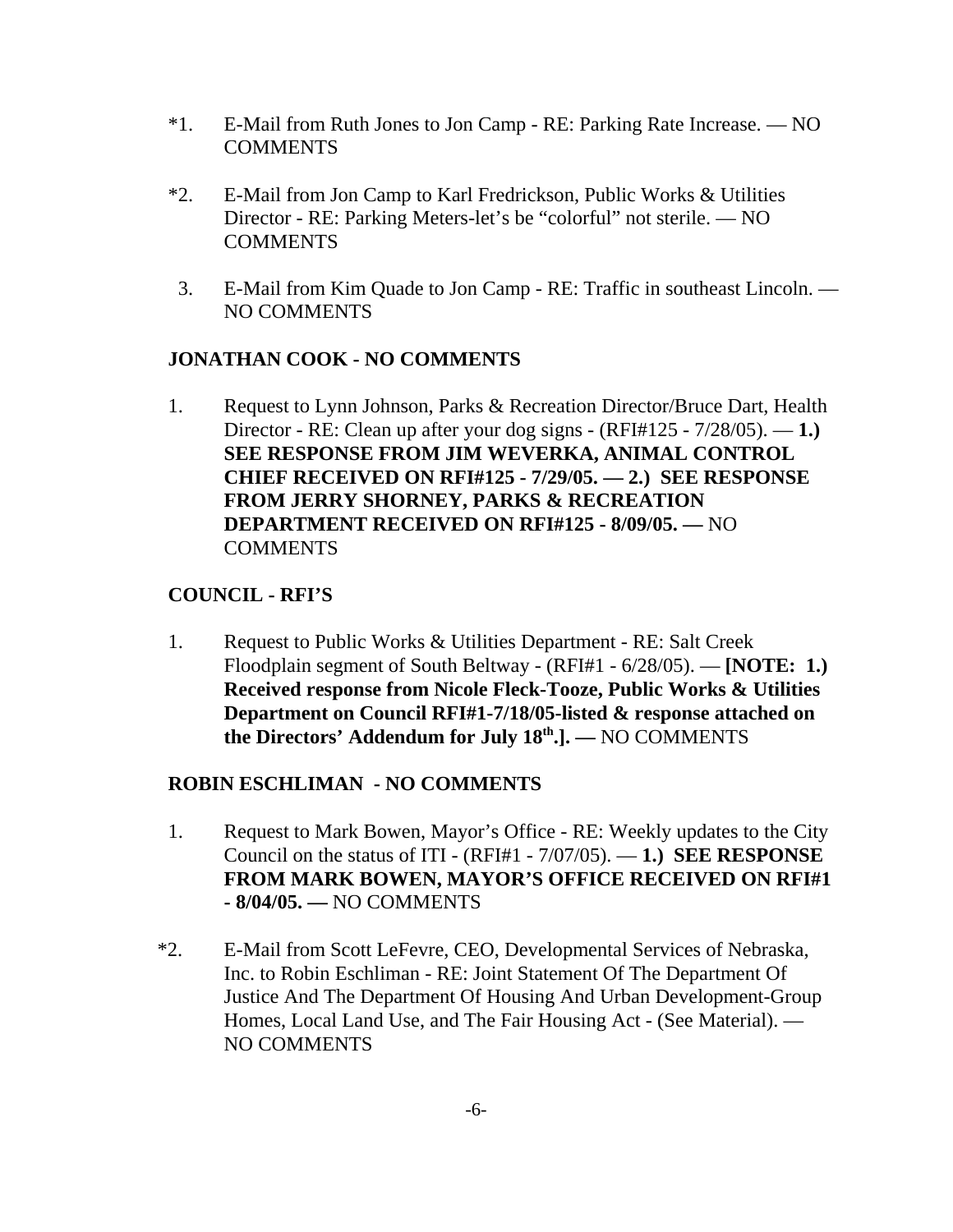*1. E-Mail from Ruth Jones to Jon Camp - RE: Parking Rate Increase. — NO COMMENTS

*2. E-Mail from Jon Camp to Karl Fredrickson, Public Works & Utilities Director - RE: Parking Meters-let's be "colorful" not sterile. — NO COMMENTS

3. E-Mail from Kim Quade to Jon Camp - RE: Traffic in southeast Lincoln. — NO COMMENTS

**JONATHAN COOK - NO COMMENTS**

1. Request to Lynn Johnson, Parks & Recreation Director/Bruce Dart, Health Director - RE: Clean up after your dog signs - (RFI#125 - 7/28/05). — **1.) SEE RESPONSE FROM JIM WEVERKA, ANIMAL CONTROL CHIEF RECEIVED ON RFI#125 - 7/29/05. — 2.) SEE RESPONSE FROM JERRY SHORNEY, PARKS & RECREATION DEPARTMENT RECEIVED ON RFI#125 - 8/09/05. —** NO COMMENTS

**COUNCIL - RFI'S**

1. Request to Public Works & Utilities Department - RE: Salt Creek Floodplain segment of South Beltway - (RFI#1 - 6/28/05). — **[NOTE: 1.) Received response from Nicole Fleck-Tooze, Public Works & Utilities Department on Council RFI#1-7/18/05-listed & response attached on the Directors' Addendum for July 18th.]. —** NO COMMENTS

**ROBIN ESCHLIMAN - NO COMMENTS**

1. Request to Mark Bowen, Mayor's Office - RE: Weekly updates to the City Council on the status of ITI - (RFI#1 - 7/07/05). — **1.) SEE RESPONSE FROM MARK BOWEN, MAYOR'S OFFICE RECEIVED ON RFI#1 - 8/04/05. —** NO COMMENTS

*2. E-Mail from Scott LeFevre, CEO, Developmental Services of Nebraska, Inc. to Robin Eschliman - RE: Joint Statement Of The Department Of Justice And The Department Of Housing And Urban Development-Group Homes, Local Land Use, and The Fair Housing Act - (See Material). — NO COMMENTS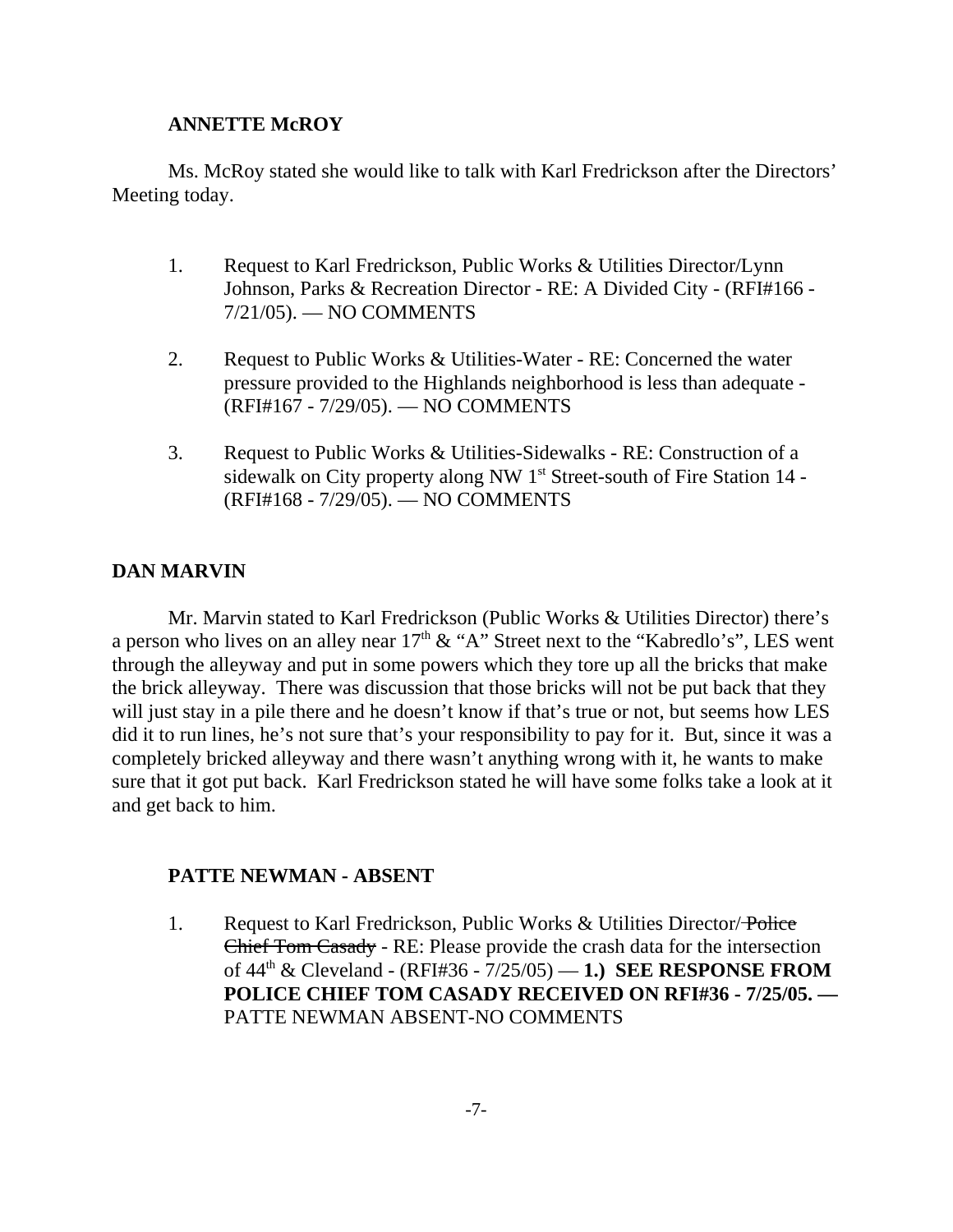**ANNETTE McROY**

Ms. McRoy stated she would like to talk with Karl Fredrickson after the Directors' Meeting today.

1. Request to Karl Fredrickson, Public Works & Utilities Director/Lynn Johnson, Parks & Recreation Director - RE: A Divided City - (RFI#166 - 7/21/05). — NO COMMENTS

2. Request to Public Works & Utilities-Water - RE: Concerned the water pressure provided to the Highlands neighborhood is less than adequate - (RFI#167 - 7/29/05). — NO COMMENTS

3. Request to Public Works & Utilities-Sidewalks - RE: Construction of a sidewalk on City property along NW 1st Street-south of Fire Station 14 - (RFI#168 - 7/29/05). — NO COMMENTS

**DAN MARVIN**

Mr. Marvin stated to Karl Fredrickson (Public Works & Utilities Director) there's a person who lives on an alley near 17th & "A" Street next to the "Kabredlo's", LES went through the alleyway and put in some powers which they tore up all the bricks that make the brick alleyway. There was discussion that those bricks will not be put back that they will just stay in a pile there and he doesn't know if that's true or not, but seems how LES did it to run lines, he's not sure that's your responsibility to pay for it. But, since it was a completely bricked alleyway and there wasn't anything wrong with it, he wants to make sure that it got put back. Karl Fredrickson stated he will have some folks take a look at it and get back to him.

**PATTE NEWMAN - ABSENT**

1. Request to Karl Fredrickson, Public Works & Utilities Director/~~Police Chief Tom Casady~~ - RE: Please provide the crash data for the intersection of 44th & Cleveland - (RFI#36 - 7/25/05) — **1.) SEE RESPONSE FROM POLICE CHIEF TOM CASADY RECEIVED ON RFI#36 - 7/25/05. —** PATTE NEWMAN ABSENT-NO COMMENTS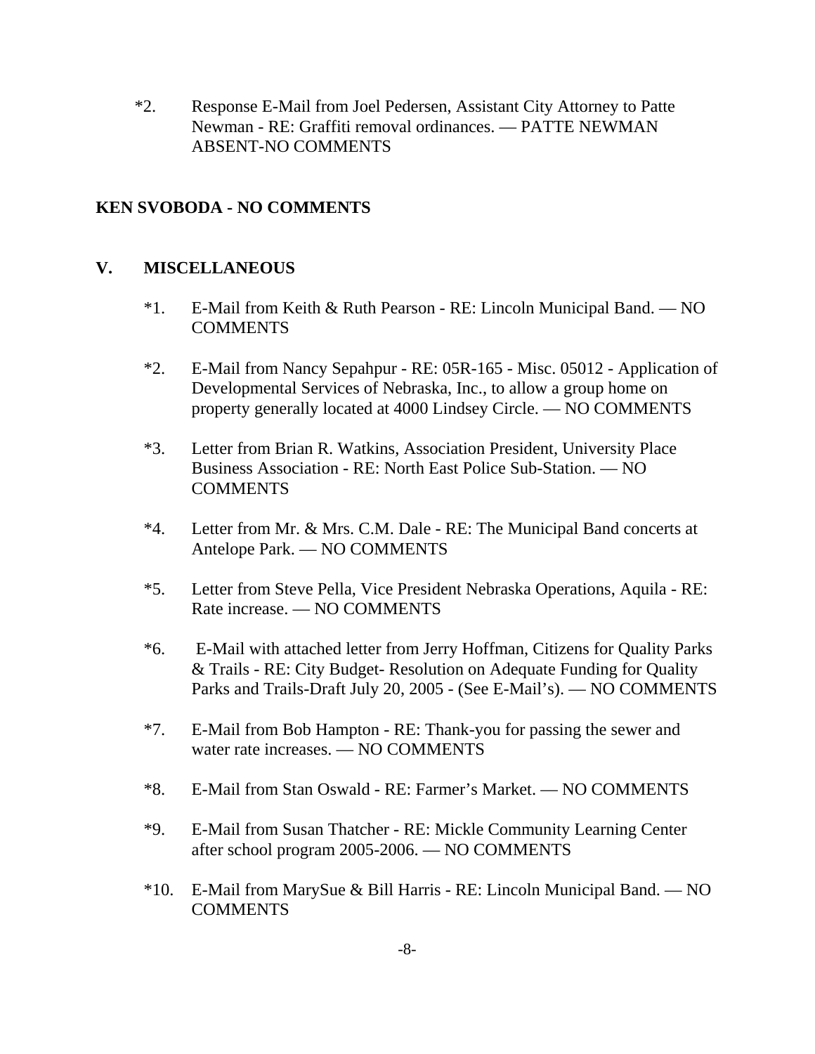*2. Response E-Mail from Joel Pedersen, Assistant City Attorney to Patte Newman - RE: Graffiti removal ordinances. — PATTE NEWMAN ABSENT-NO COMMENTS

**KEN SVOBODA - NO COMMENTS**

## V. MISCELLANEOUS

*1. E-Mail from Keith & Ruth Pearson - RE: Lincoln Municipal Band. — NO COMMENTS

*2. E-Mail from Nancy Sepahpur - RE: 05R-165 - Misc. 05012 - Application of Developmental Services of Nebraska, Inc., to allow a group home on property generally located at 4000 Lindsey Circle. — NO COMMENTS

*3. Letter from Brian R. Watkins, Association President, University Place Business Association - RE: North East Police Sub-Station. — NO COMMENTS

*4. Letter from Mr. & Mrs. C.M. Dale - RE: The Municipal Band concerts at Antelope Park. — NO COMMENTS

*5. Letter from Steve Pella, Vice President Nebraska Operations, Aquila - RE: Rate increase. — NO COMMENTS

*6. E-Mail with attached letter from Jerry Hoffman, Citizens for Quality Parks & Trails - RE: City Budget- Resolution on Adequate Funding for Quality Parks and Trails-Draft July 20, 2005 - (See E-Mail's). — NO COMMENTS

*7. E-Mail from Bob Hampton - RE: Thank-you for passing the sewer and water rate increases. — NO COMMENTS

*8. E-Mail from Stan Oswald - RE: Farmer's Market. — NO COMMENTS

*9. E-Mail from Susan Thatcher - RE: Mickle Community Learning Center after school program 2005-2006. — NO COMMENTS

*10. E-Mail from MarySue & Bill Harris - RE: Lincoln Municipal Band. — NO COMMENTS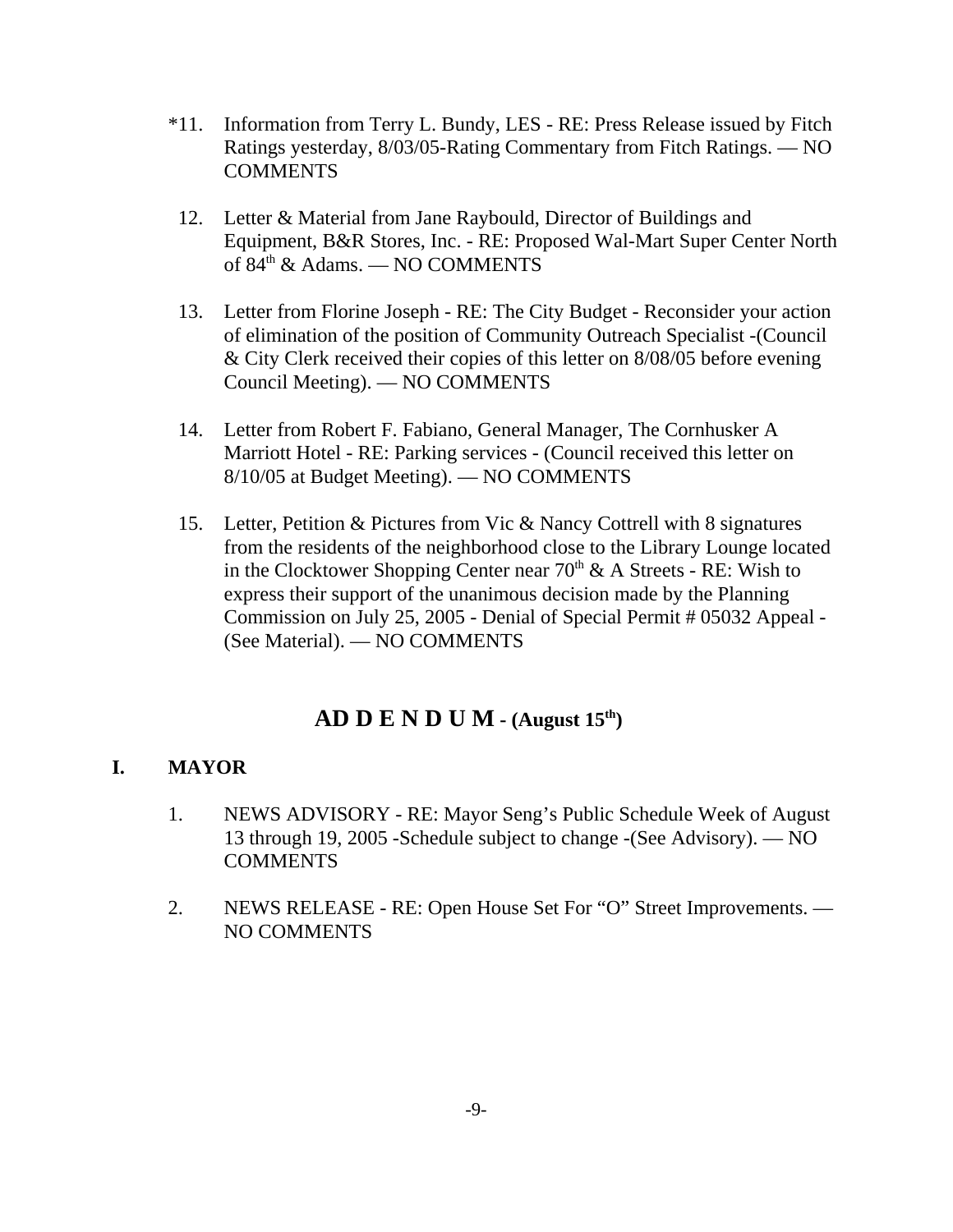*11. Information from Terry L. Bundy, LES - RE: Press Release issued by Fitch Ratings yesterday, 8/03/05-Rating Commentary from Fitch Ratings. — NO COMMENTS

12. Letter & Material from Jane Raybould, Director of Buildings and Equipment, B&R Stores, Inc. - RE: Proposed Wal-Mart Super Center North of 84th & Adams. — NO COMMENTS

13. Letter from Florine Joseph - RE: The City Budget - Reconsider your action of elimination of the position of Community Outreach Specialist -(Council & City Clerk received their copies of this letter on 8/08/05 before evening Council Meeting). — NO COMMENTS

14. Letter from Robert F. Fabiano, General Manager, The Cornhusker A Marriott Hotel - RE: Parking services - (Council received this letter on 8/10/05 at Budget Meeting). — NO COMMENTS

15. Letter, Petition & Pictures from Vic & Nancy Cottrell with 8 signatures from the residents of the neighborhood close to the Library Lounge located in the Clocktower Shopping Center near 70th & A Streets - RE: Wish to express their support of the unanimous decision made by the Planning Commission on July 25, 2005 - Denial of Special Permit # 05032 Appeal - (See Material). — NO COMMENTS

## AD D E N D U M - (August 15th)

### I. MAYOR

1. NEWS ADVISORY - RE: Mayor Seng's Public Schedule Week of August 13 through 19, 2005 -Schedule subject to change -(See Advisory). — NO COMMENTS

2. NEWS RELEASE - RE: Open House Set For "O" Street Improvements. — NO COMMENTS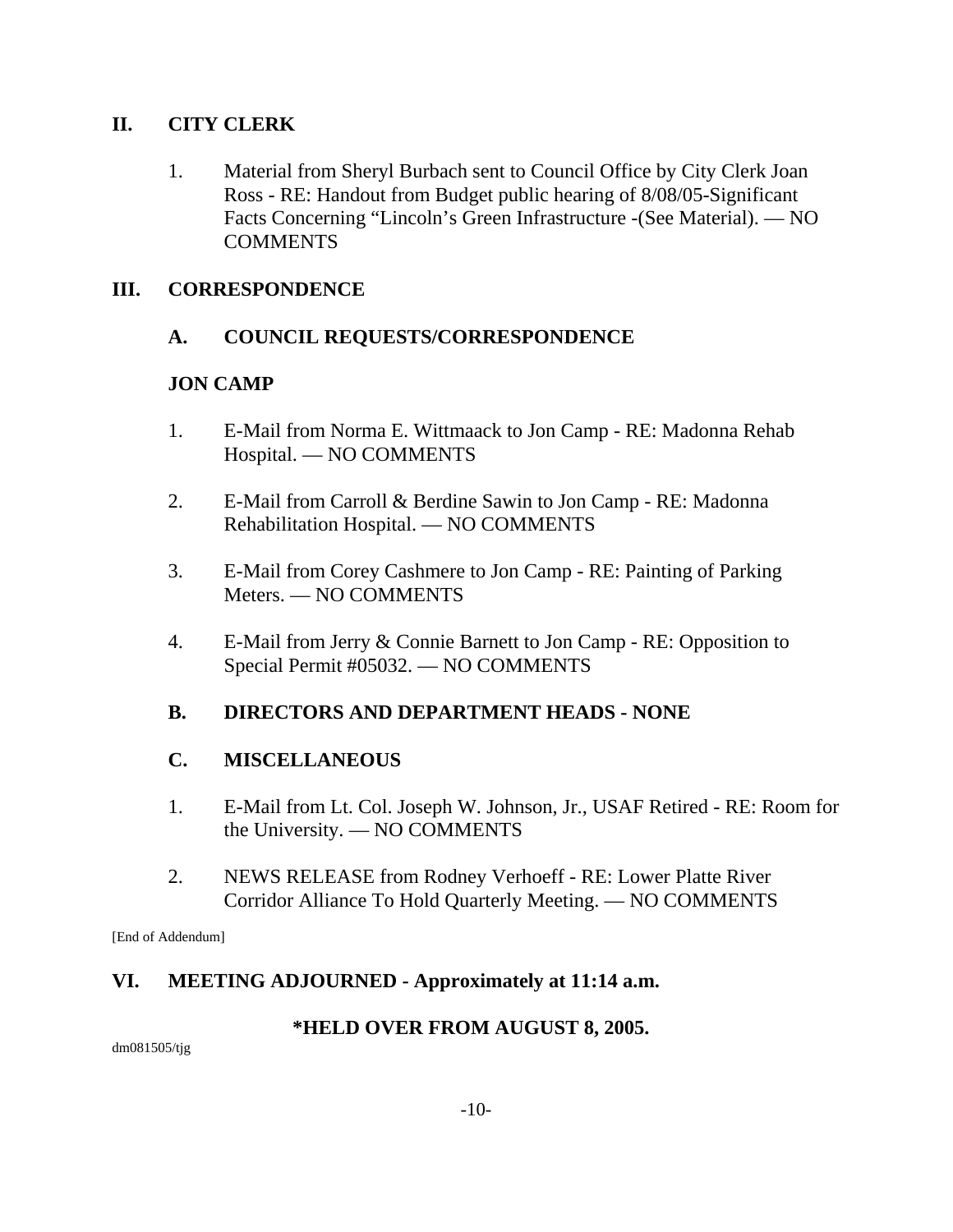## II. CITY CLERK

1. Material from Sheryl Burbach sent to Council Office by City Clerk Joan Ross - RE: Handout from Budget public hearing of 8/08/05-Significant Facts Concerning "Lincoln's Green Infrastructure -(See Material). — NO COMMENTS

## III. CORRESPONDENCE

### A. COUNCIL REQUESTS/CORRESPONDENCE

**JON CAMP**

1. E-Mail from Norma E. Wittmaack to Jon Camp - RE: Madonna Rehab Hospital. — NO COMMENTS

2. E-Mail from Carroll & Berdine Sawin to Jon Camp - RE: Madonna Rehabilitation Hospital. — NO COMMENTS

3. E-Mail from Corey Cashmere to Jon Camp - RE: Painting of Parking Meters. — NO COMMENTS

4. E-Mail from Jerry & Connie Barnett to Jon Camp - RE: Opposition to Special Permit #05032. — NO COMMENTS

### B. DIRECTORS AND DEPARTMENT HEADS - NONE

### C. MISCELLANEOUS

1. E-Mail from Lt. Col. Joseph W. Johnson, Jr., USAF Retired - RE: Room for the University. — NO COMMENTS

2. NEWS RELEASE from Rodney Verhoeff - RE: Lower Platte River Corridor Alliance To Hold Quarterly Meeting. — NO COMMENTS

[End of Addendum]

## VI. MEETING ADJOURNED - Approximately at 11:14 a.m.

**\*HELD OVER FROM AUGUST 8, 2005.**

dm081505/tjg